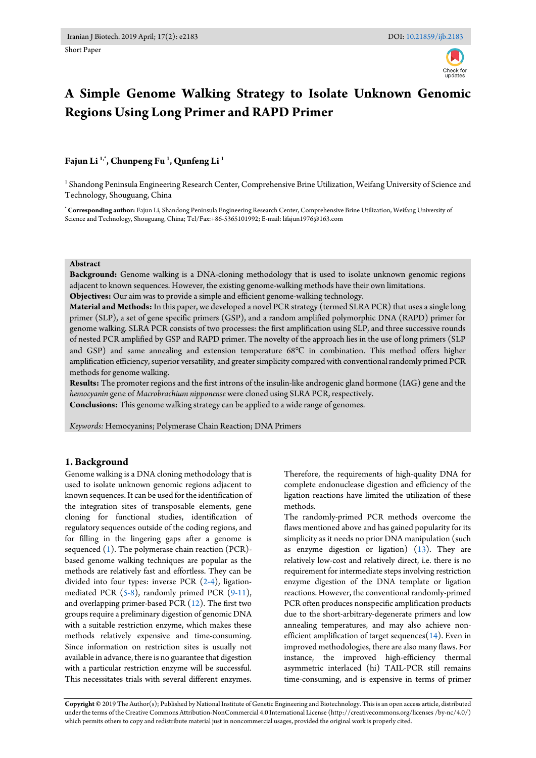Short Paper

# A Simple Genome Walking Strategy to Isolate Unknown Genomic Regions Using Long Primer and RAPD Primer

**Fajun Li [1,*], Chunpeng Fu [1], Qunfeng Li [1]**

[1] Shandong Peninsula Engineering Research Center, Comprehensive Brine Utilization, Weifang University of Science and Technology, Shouguang, China

[*] **Corresponding author:** Fajun Li, Shandong Peninsula Engineering Research Center, Comprehensive Brine Utilization, Weifang University of Science and Technology, Shouguang, China; Tel/Fax:+86-5365101992; E-mail: lifajun1976@163.com

**Abstract**

**Background:** Genome walking is a DNA-cloning methodology that is used to isolate unknown genomic regions adjacent to known sequences. However, the existing genome-walking methods have their own limitations.

**Objectives:** Our aim was to provide a simple and efficient genome-walking technology.

**Material and Methods:** In this paper, we developed a novel PCR strategy (termed SLRA PCR) that uses a single long primer (SLP), a set of gene specific primers (GSP), and a random amplified polymorphic DNA (RAPD) primer for genome walking. SLRA PCR consists of two processes: the first amplification using SLP, and three successive rounds of nested PCR amplified by GSP and RAPD primer. The novelty of the approach lies in the use of long primers (SLP and GSP) and same annealing and extension temperature 68°C in combination. This method offers higher amplification efficiency, superior versatility, and greater simplicity compared with conventional randomly primed PCR methods for genome walking.

**Results:** The promoter regions and the first introns of the insulin-like androgenic gland hormone (IAG) gene and the *hemocyanin* gene of *Macrobrachium nipponense* were cloned using SLRA PCR, respectively.

**Conclusions:** This genome walking strategy can be applied to a wide range of genomes.

*Keywords:* Hemocyanins; Polymerase Chain Reaction; DNA Primers

## 1. Background

Genome walking is a DNA cloning methodology that is used to isolate unknown genomic regions adjacent to known sequences. It can be used for the identification of the integration sites of transposable elements, gene cloning for functional studies, identification of regulatory sequences outside of the coding regions, and for filling in the lingering gaps after a genome is sequenced (1). The polymerase chain reaction (PCR)-based genome walking techniques are popular as the methods are relatively fast and effortless. They can be divided into four types: inverse PCR (2-4), ligation-mediated PCR (5-8), randomly primed PCR (9-11), and overlapping primer-based PCR (12). The first two groups require a preliminary digestion of genomic DNA with a suitable restriction enzyme, which makes these methods relatively expensive and time-consuming. Since information on restriction sites is usually not available in advance, there is no guarantee that digestion with a particular restriction enzyme will be successful. This necessitates trials with several different enzymes. Therefore, the requirements of high-quality DNA for complete endonuclease digestion and efficiency of the ligation reactions have limited the utilization of these methods.

The randomly-primed PCR methods overcome the flaws mentioned above and has gained popularity for its simplicity as it needs no prior DNA manipulation (such as enzyme digestion or ligation) (13). They are relatively low-cost and relatively direct, i.e. there is no requirement for intermediate steps involving restriction enzyme digestion of the DNA template or ligation reactions. However, the conventional randomly-primed PCR often produces nonspecific amplification products due to the short-arbitrary-degenerate primers and low annealing temperatures, and may also achieve non-efficient amplification of target sequences(14). Even in improved methodologies, there are also many flaws. For instance, the improved high-efficiency thermal asymmetric interlaced (hi) TAIL-PCR still remains time-consuming, and is expensive in terms of primer

**Copyright** © 2019 The Author(s); Published by National Institute of Genetic Engineering and Biotechnology. This is an open access article, distributed under the terms of the Creative Commons Attribution-NonCommercial 4.0 International License (http://creativecommons.org/licenses /by-nc/4.0/) which permits others to copy and redistribute material just in noncommercial usages, provided the original work is properly cited.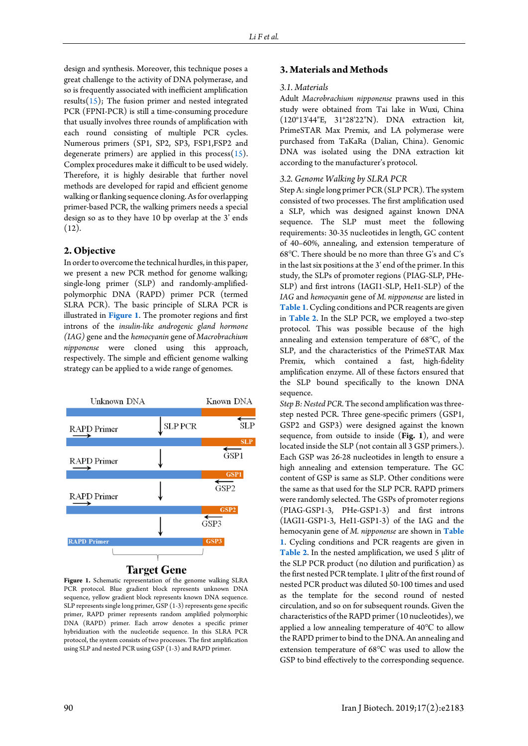design and synthesis. Moreover, this technique poses a great challenge to the activity of DNA polymerase, and so is frequently associated with inefficient amplification results(15); The fusion primer and nested integrated PCR (FPNI-PCR) is still a time-consuming procedure that usually involves three rounds of amplification with each round consisting of multiple PCR cycles. Numerous primers (SP1, SP2, SP3, FSP1,FSP2 and degenerate primers) are applied in this process(15). Complex procedures make it difficult to be used widely. Therefore, it is highly desirable that further novel methods are developed for rapid and efficient genome walking or flanking sequence cloning. As for overlapping primer-based PCR, the walking primers needs a special design so as to they have 10 bp overlap at the 3' ends (12).

## 2. Objective

In order to overcome the technical hurdles, in this paper, we present a new PCR method for genome walking; single-long primer (SLP) and randomly-amplified-polymorphic DNA (RAPD) primer PCR (termed SLRA PCR). The basic principle of SLRA PCR is illustrated in **Figure 1**. The promoter regions and first introns of the *insulin-like androgenic gland hormone (IAG)* gene and the *hemocyanin* gene of *Macrobrachium nipponense* were cloned using this approach, respectively. The simple and efficient genome walking strategy can be applied to a wide range of genomes.

Unknown DNA | Known DNA | RAPD Primer | SLP PCR | SLP | GSP1 | GSP2 | GSP3 | RAPD Primer | Target Gene

**Figure 1.** Schematic representation of the genome walking SLRA PCR protocol. Blue gradient block represents unknown DNA sequence, yellow gradient block represents known DNA sequence. SLP represents single long primer, GSP (1-3) represents gene specific primer, RAPD primer represents random amplified polymorphic DNA (RAPD) primer. Each arrow denotes a specific primer hybridization with the nucleotide sequence. In this SLRA PCR protocol, the system consists of two processes. The first amplification using SLP and nested PCR using GSP (1-3) and RAPD primer.

## 3. Materials and Methods

### 3.1. Materials

Adult *Macrobrachium nipponense* prawns used in this study were obtained from Tai lake in Wuxi, China (120°13'44"E, 31°28'22"N). DNA extraction kit, PrimeSTAR Max Premix, and LA polymerase were purchased from TaKaRa (Dalian, China). Genomic DNA was isolated using the DNA extraction kit according to the manufacturer's protocol.

### 3.2. Genome Walking by SLRA PCR

Step A: single long primer PCR (SLP PCR). The system consisted of two processes. The first amplification used a SLP, which was designed against known DNA sequence. The SLP must meet the following requirements: 30-35 nucleotides in length, GC content of 40–60%, annealing, and extension temperature of 68°C. There should be no more than three G's and C's in the last six positions at the 3' end of the primer. In this study, the SLPs of promoter regions (PIAG-SLP, PHe-SLP) and first introns (IAGI1-SLP, HeI1-SLP) of the *IAG* and *hemocyanin* gene of *M. nipponense* are listed in **Table 1**. Cycling conditions and PCR reagents are given in **Table 2**. In the SLP PCR, we employed a two-step protocol. This was possible because of the high annealing and extension temperature of 68°C, of the SLP, and the characteristics of the PrimeSTAR Max Premix, which contained a fast, high-fidelity amplification enzyme. All of these factors ensured that the SLP bound specifically to the known DNA sequence.

*Step B: Nested PCR.* The second amplification was three-step nested PCR. Three gene-specific primers (GSP1, GSP2 and GSP3) were designed against the known sequence, from outside to inside (**Fig. 1**), and were located inside the SLP (not contain all 3 GSP primers.). Each GSP was 26-28 nucleotides in length to ensure a high annealing and extension temperature. The GC content of GSP is same as SLP. Other conditions were the same as that used for the SLP PCR. RAPD primers were randomly selected. The GSPs of promoter regions (PIAG-GSP1-3, PHe-GSP1-3) and first introns (IAGI1-GSP1-3, HeI1-GSP1-3) of the IAG and the hemocyanin gene of *M. nipponense* are shown in **Table 1**. Cycling conditions and PCR reagents are given in **Table 2**. In the nested amplification, we used 5 μlitr of the SLP PCR product (no dilution and purification) as the first nested PCR template. 1 μlitr of the first round of nested PCR product was diluted 50-100 times and used as the template for the second round of nested circulation, and so on for subsequent rounds. Given the characteristics of the RAPD primer (10 nucleotides), we applied a low annealing temperature of 40°C to allow the RAPD primer to bind to the DNA. An annealing and extension temperature of 68°C was used to allow the GSP to bind effectively to the corresponding sequence.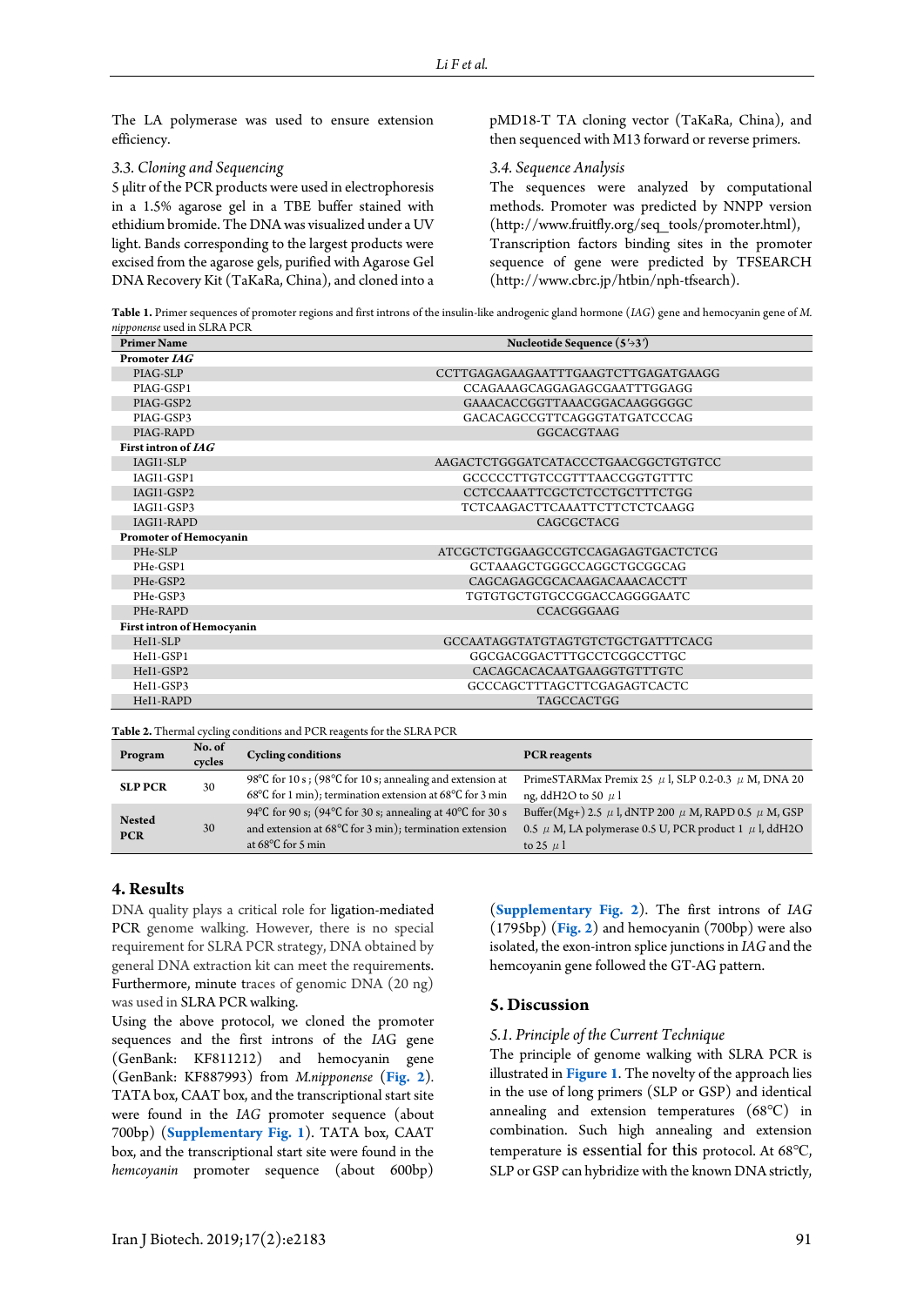The LA polymerase was used to ensure extension efficiency.

### 3.3. Cloning and Sequencing

5 µlitr of the PCR products were used in electrophoresis in a 1.5% agarose gel in a TBE buffer stained with ethidium bromide. The DNA was visualized under a UV light. Bands corresponding to the largest products were excised from the agarose gels, purified with Agarose Gel DNA Recovery Kit (TaKaRa, China), and cloned into a pMD18-T TA cloning vector (TaKaRa, China), and then sequenced with M13 forward or reverse primers.

### 3.4. Sequence Analysis

The sequences were analyzed by computational methods. Promoter was predicted by NNPP version (http://www.fruitfly.org/seq_tools/promoter.html), Transcription factors binding sites in the promoter sequence of gene were predicted by TFSEARCH (http://www.cbrc.jp/htbin/nph-tfsearch).

**Table 1.** Primer sequences of promoter regions and first introns of the insulin-like androgenic gland hormone (*IAG*) gene and hemocyanin gene of *M. nipponense* used in SLRA PCR

| Primer Name | Nucleotide Sequence (5'→3') |
|---|---|
| **Promoter *IAG*** | |
| PIAG-SLP | CCTTGAGAGAAGAATTTGAAGTCTTGAGATGAAGG |
| PIAG-GSP1 | CCAGAAAGCAGGAGAGCGAATTTGGAGG |
| PIAG-GSP2 | GAAACACCGGTTAAACGGACAAGGGGGC |
| PIAG-GSP3 | GACACAGCCGTTCAGGGTATGATCCCAG |
| PIAG-RAPD | GGCACGTAAG |
| **First intron of *IAG*** | |
| IAGI1-SLP | AAGACTCTGGGATCATACCCTGAACGGCTGTGTCC |
| IAGI1-GSP1 | GCCCCCTTGTCCGTTTAACCGGTGTTTC |
| IAGI1-GSP2 | CCTCCAAATTCGCTCTCCTGCTTTCTGG |
| IAGI1-GSP3 | TCTCAAGACTTCAAATTCTTCTCTCAAGG |
| IAGI1-RAPD | CAGCGCTACG |
| **Promoter of Hemocyanin** | |
| PHe-SLP | ATCGCTCTGGAAGCCGTCCAGAGAGTGACTCTCG |
| PHe-GSP1 | GCTAAAGCTGGGCCAGGCTGCGGCAG |
| PHe-GSP2 | CAGCAGAGCGCACAAGACAAACACCTT |
| PHe-GSP3 | TGTGTGCTGTGCCGGACCAGGGGAATC |
| PHe-RAPD | CCACGGGAAG |
| **First intron of Hemocyanin** | |
| HeI1-SLP | GCCAATAGGTATGTAGTGTCTGCTGATTTCACG |
| HeI1-GSP1 | GGCGACGGACTTTGCCTCGGCCTTGC |
| HeI1-GSP2 | CACAGCACACAATGAAGGTGTTTGTC |
| HeI1-GSP3 | GCCCAGCTTTAGCTTCGAGAGTCACTC |
| HeI1-RAPD | TAGCCACTGG |

**Table 2.** Thermal cycling conditions and PCR reagents for the SLRA PCR

| Program | No. of cycles | Cycling conditions | PCR reagents |
|---|---|---|---|
| **SLP PCR** | 30 | 98°C for 10 s ; (98°C for 10 s; annealing and extension at 68°C for 1 min); termination extension at 68°C for 3 min | PrimeSTARMax Premix 25 µ l, SLP 0.2-0.3 µ M, DNA 20 ng, ddH2O to 50 µ l |
| **Nested PCR** | 30 | 94°C for 90 s; (94°C for 30 s; annealing at 40°C for 30 s and extension at 68°C for 3 min); termination extension at 68°C for 5 min | Buffer(Mg+) 2.5 µ l, dNTP 200 µ M, RAPD 0.5 µ M, GSP 0.5 µ M, LA polymerase 0.5 U, PCR product 1 µ l, ddH2O to 25 µ l |

## 4. Results

DNA quality plays a critical role for ligation-mediated PCR genome walking. However, there is no special requirement for SLRA PCR strategy, DNA obtained by general DNA extraction kit can meet the requirements. Furthermore, minute traces of genomic DNA (20 ng) was used in SLRA PCR walking.

Using the above protocol, we cloned the promoter sequences and the first introns of the *IAG* gene (GenBank: KF811212) and hemocyanin gene (GenBank: KF887993) from *M.nipponense* (**Fig. 2**). TATA box, CAAT box, and the transcriptional start site were found in the *IAG* promoter sequence (about 700bp) (**Supplementary Fig. 1**). TATA box, CAAT box, and the transcriptional start site were found in the *hemcoyanin* promoter sequence (about 600bp) (**Supplementary Fig. 2**). The first introns of *IAG* (1795bp) (**Fig. 2**) and hemocyanin (700bp) were also isolated, the exon-intron splice junctions in *IAG* and the hemcoyanin gene followed the GT-AG pattern.

## 5. Discussion

### 5.1. Principle of the Current Technique

The principle of genome walking with SLRA PCR is illustrated in **Figure 1**. The novelty of the approach lies in the use of long primers (SLP or GSP) and identical annealing and extension temperatures (68°C) in combination. Such high annealing and extension temperature is essential for this protocol. At 68°C, SLP or GSP can hybridize with the known DNA strictly,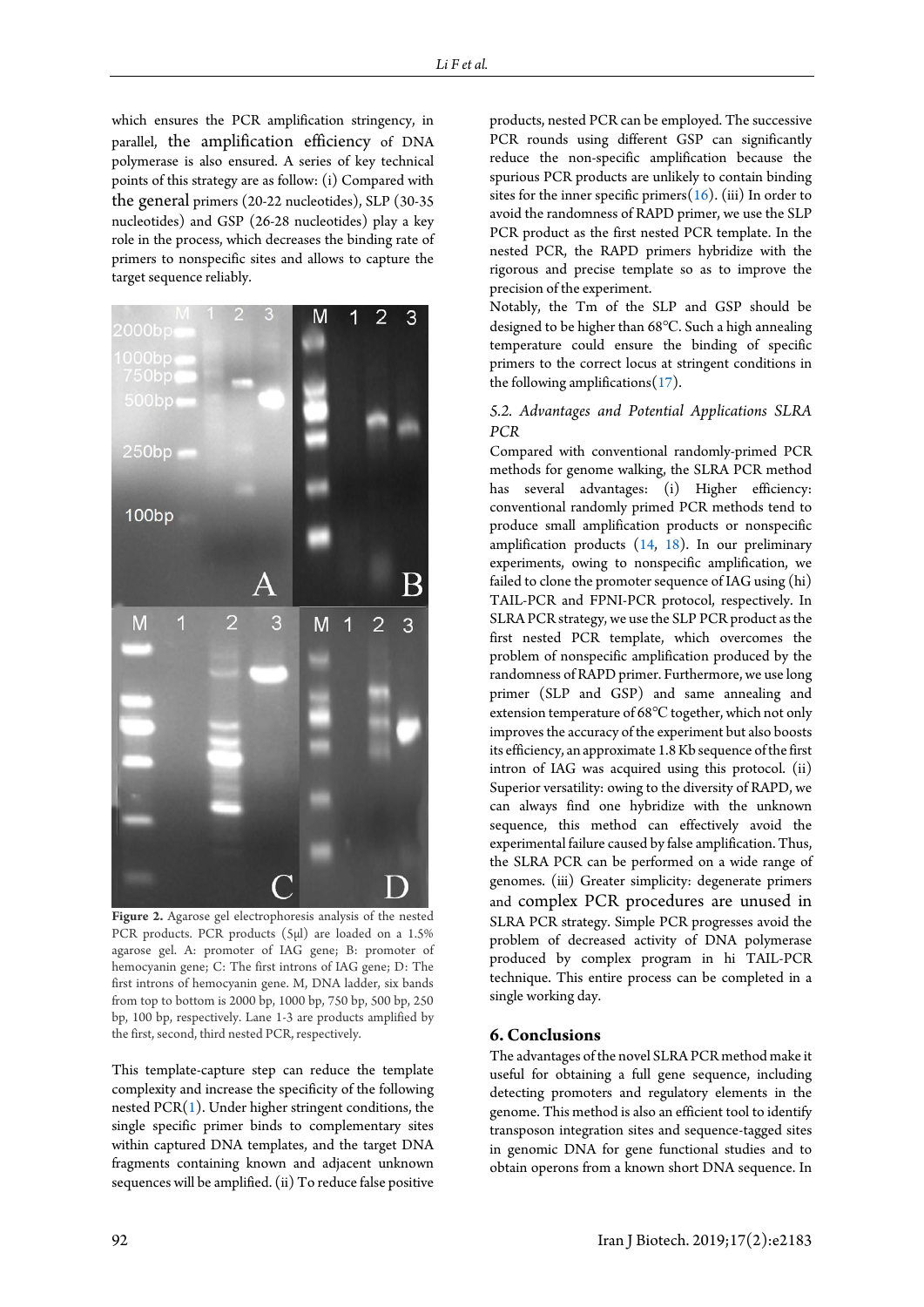which ensures the PCR amplification stringency, in parallel, the amplification efficiency of DNA polymerase is also ensured. A series of key technical points of this strategy are as follow: (i) Compared with the general primers (20-22 nucleotides), SLP (30-35 nucleotides) and GSP (26-28 nucleotides) play a key role in the process, which decreases the binding rate of primers to nonspecific sites and allows to capture the target sequence reliably.

**Figure 2.** Agarose gel electrophoresis analysis of the nested PCR products. PCR products (5μl) are loaded on a 1.5% agarose gel. A: promoter of IAG gene; B: promoter of hemocyanin gene; C: The first introns of IAG gene; D: The first introns of hemocyanin gene. M, DNA ladder, six bands from top to bottom is 2000 bp, 1000 bp, 750 bp, 500 bp, 250 bp, 100 bp, respectively. Lane 1-3 are products amplified by the first, second, third nested PCR, respectively.

This template-capture step can reduce the template complexity and increase the specificity of the following nested PCR(1). Under higher stringent conditions, the single specific primer binds to complementary sites within captured DNA templates, and the target DNA fragments containing known and adjacent unknown sequences will be amplified. (ii) To reduce false positive products, nested PCR can be employed. The successive PCR rounds using different GSP can significantly reduce the non-specific amplification because the spurious PCR products are unlikely to contain binding sites for the inner specific primers(16). (iii) In order to avoid the randomness of RAPD primer, we use the SLP PCR product as the first nested PCR template. In the nested PCR, the RAPD primers hybridize with the rigorous and precise template so as to improve the precision of the experiment.

Notably, the Tm of the SLP and GSP should be designed to be higher than 68°C. Such a high annealing temperature could ensure the binding of specific primers to the correct locus at stringent conditions in the following amplifications(17).

### 5.2. Advantages and Potential Applications SLRA PCR

Compared with conventional randomly-primed PCR methods for genome walking, the SLRA PCR method has several advantages: (i) Higher efficiency: conventional randomly primed PCR methods tend to produce small amplification products or nonspecific amplification products (14, 18). In our preliminary experiments, owing to nonspecific amplification, we failed to clone the promoter sequence of IAG using (hi) TAIL-PCR and FPNI-PCR protocol, respectively. In SLRA PCR strategy, we use the SLP PCR product as the first nested PCR template, which overcomes the problem of nonspecific amplification produced by the randomness of RAPD primer. Furthermore, we use long primer (SLP and GSP) and same annealing and extension temperature of 68°C together, which not only improves the accuracy of the experiment but also boosts its efficiency, an approximate 1.8 Kb sequence of the first intron of IAG was acquired using this protocol. (ii) Superior versatility: owing to the diversity of RAPD, we can always find one hybridize with the unknown sequence, this method can effectively avoid the experimental failure caused by false amplification. Thus, the SLRA PCR can be performed on a wide range of genomes. (iii) Greater simplicity: degenerate primers and complex PCR procedures are unused in SLRA PCR strategy. Simple PCR progresses avoid the problem of decreased activity of DNA polymerase produced by complex program in hi TAIL-PCR technique. This entire process can be completed in a single working day.

## 6. Conclusions

The advantages of the novel SLRA PCR method make it useful for obtaining a full gene sequence, including detecting promoters and regulatory elements in the genome. This method is also an efficient tool to identify transposon integration sites and sequence-tagged sites in genomic DNA for gene functional studies and to obtain operons from a known short DNA sequence. In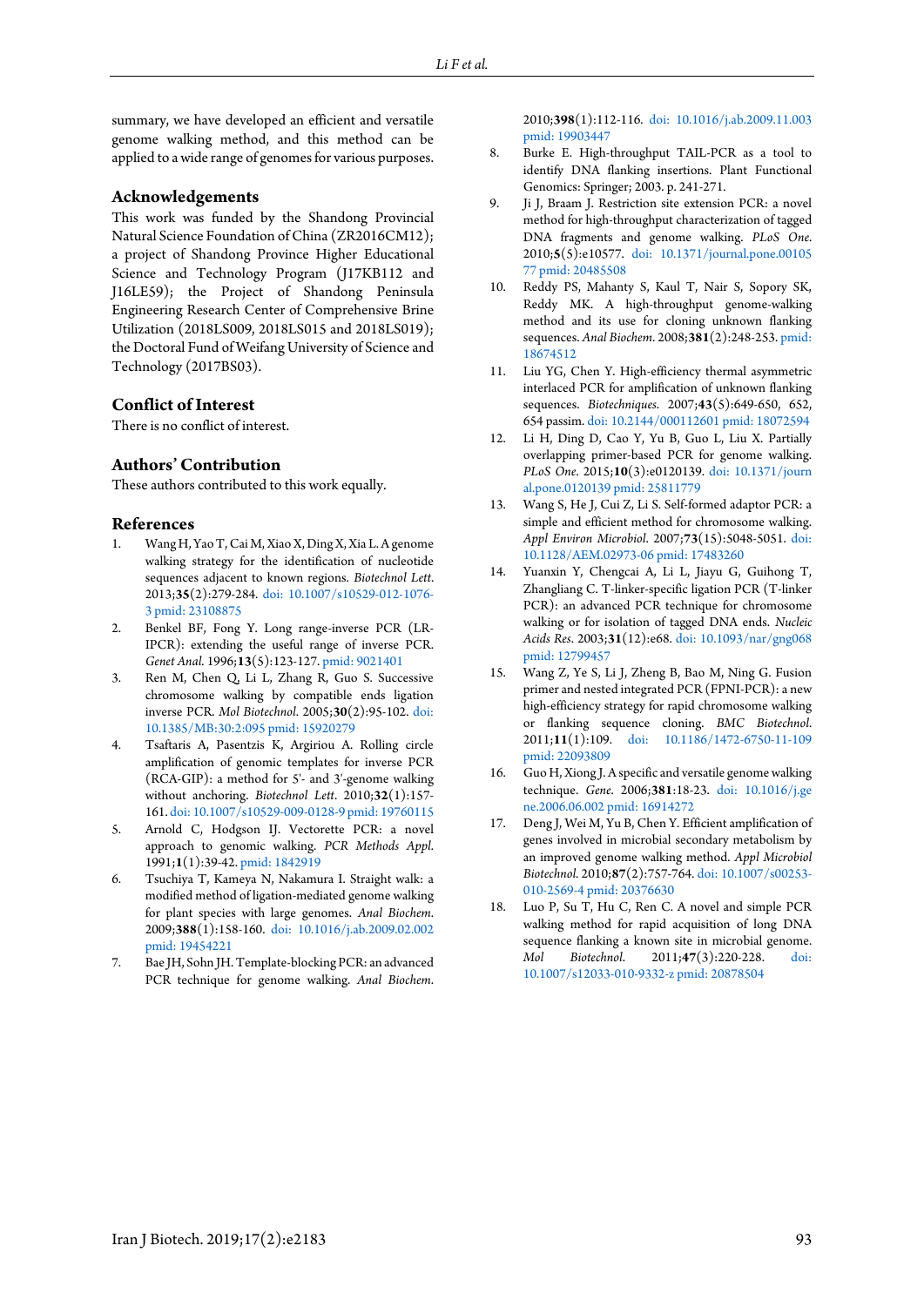summary, we have developed an efficient and versatile genome walking method, and this method can be applied to a wide range of genomes for various purposes.

## Acknowledgements

This work was funded by the Shandong Provincial Natural Science Foundation of China (ZR2016CM12); a project of Shandong Province Higher Educational Science and Technology Program (J17KB112 and J16LE59); the Project of Shandong Peninsula Engineering Research Center of Comprehensive Brine Utilization (2018LS009, 2018LS015 and 2018LS019); the Doctoral Fund of Weifang University of Science and Technology (2017BS03).

## Conflict of Interest

There is no conflict of interest.

## Authors' Contribution

These authors contributed to this work equally.

## References

1. Wang H, Yao T, Cai M, Xiao X, Ding X, Xia L. A genome walking strategy for the identification of nucleotide sequences adjacent to known regions. *Biotechnol Lett*. 2013;**35**(2):279-284. doi: 10.1007/s10529-012-1076-3 pmid: 23108875
2. Benkel BF, Fong Y. Long range-inverse PCR (LR-IPCR): extending the useful range of inverse PCR. *Genet Anal*. 1996;**13**(5):123-127. pmid: 9021401
3. Ren M, Chen Q, Li L, Zhang R, Guo S. Successive chromosome walking by compatible ends ligation inverse PCR. *Mol Biotechnol*. 2005;**30**(2):95-102. doi: 10.1385/MB:30:2:095 pmid: 15920279
4. Tsaftaris A, Pasentzis K, Argiriou A. Rolling circle amplification of genomic templates for inverse PCR (RCA-GIP): a method for 5'- and 3'-genome walking without anchoring. *Biotechnol Lett*. 2010;**32**(1):157-161. doi: 10.1007/s10529-009-0128-9 pmid: 19760115
5. Arnold C, Hodgson IJ. Vectorette PCR: a novel approach to genomic walking. *PCR Methods Appl*. 1991;**1**(1):39-42. pmid: 1842919
6. Tsuchiya T, Kameya N, Nakamura I. Straight walk: a modified method of ligation-mediated genome walking for plant species with large genomes. *Anal Biochem*. 2009;**388**(1):158-160. doi: 10.1016/j.ab.2009.02.002 pmid: 19454221
7. Bae JH, Sohn JH. Template-blocking PCR: an advanced PCR technique for genome walking. *Anal Biochem*. 2010;**398**(1):112-116. doi: 10.1016/j.ab.2009.11.003 pmid: 19903447
8. Burke E. High-throughput TAIL-PCR as a tool to identify DNA flanking insertions. Plant Functional Genomics: Springer; 2003. p. 241-271.
9. Ji J, Braam J. Restriction site extension PCR: a novel method for high-throughput characterization of tagged DNA fragments and genome walking. *PLoS One*. 2010;**5**(5):e10577. doi: 10.1371/journal.pone.0010577 pmid: 20485508
10. Reddy PS, Mahanty S, Kaul T, Nair S, Sopory SK, Reddy MK. A high-throughput genome-walking method and its use for cloning unknown flanking sequences. *Anal Biochem*. 2008;**381**(2):248-253. pmid: 18674512
11. Liu YG, Chen Y. High-efficiency thermal asymmetric interlaced PCR for amplification of unknown flanking sequences. *Biotechniques*. 2007;**43**(5):649-650, 652, 654 passim. doi: 10.2144/000112601 pmid: 18072594
12. Li H, Ding D, Cao Y, Yu B, Guo L, Liu X. Partially overlapping primer-based PCR for genome walking. *PLoS One*. 2015;**10**(3):e0120139. doi: 10.1371/journal.pone.0120139 pmid: 25811779
13. Wang S, He J, Cui Z, Li S. Self-formed adaptor PCR: a simple and efficient method for chromosome walking. *Appl Environ Microbiol*. 2007;**73**(15):5048-5051. doi: 10.1128/AEM.02973-06 pmid: 17483260
14. Yuanxin Y, Chengcai A, Li L, Jiayu G, Guihong T, Zhangliang C. T-linker-specific ligation PCR (T-linker PCR): an advanced PCR technique for chromosome walking or for isolation of tagged DNA ends. *Nucleic Acids Res*. 2003;**31**(12):e68. doi: 10.1093/nar/gng068 pmid: 12799457
15. Wang Z, Ye S, Li J, Zheng B, Bao M, Ning G. Fusion primer and nested integrated PCR (FPNI-PCR): a new high-efficiency strategy for rapid chromosome walking or flanking sequence cloning. *BMC Biotechnol*. 2011;**11**(1):109. doi: 10.1186/1472-6750-11-109 pmid: 22093809
16. Guo H, Xiong J. A specific and versatile genome walking technique. *Gene*. 2006;**381**:18-23. doi: 10.1016/j.gene.2006.06.002 pmid: 16914272
17. Deng J, Wei M, Yu B, Chen Y. Efficient amplification of genes involved in microbial secondary metabolism by an improved genome walking method. *Appl Microbiol Biotechnol*. 2010;**87**(2):757-764. doi: 10.1007/s00253-010-2569-4 pmid: 20376630
18. Luo P, Su T, Hu C, Ren C. A novel and simple PCR walking method for rapid acquisition of long DNA sequence flanking a known site in microbial genome. *Mol Biotechnol*. 2011;**47**(3):220-228. doi: 10.1007/s12033-010-9332-z pmid: 20878504